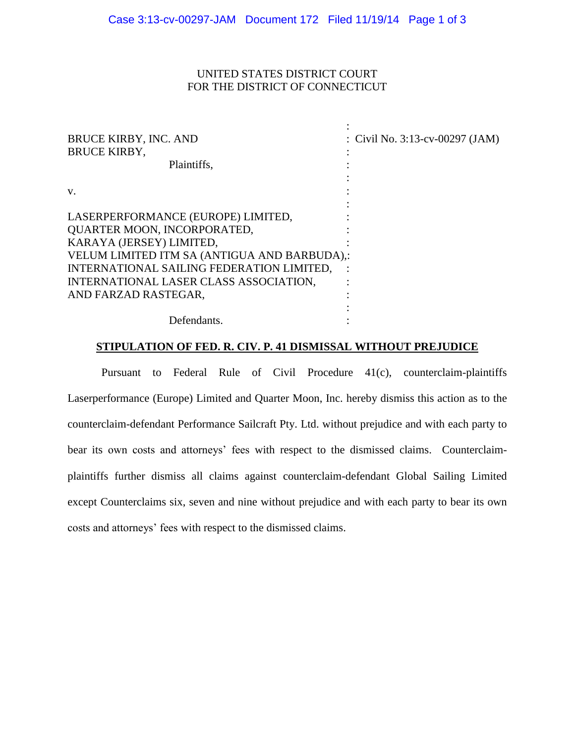UNITED STATES DISTRICT COURT
FOR THE DISTRICT OF CONNECTICUT

| | |
|---|---|
| BRUCE KIRBY, INC. AND BRUCE KIRBY, Plaintiffs, | Civil No. 3:13-cv-00297 (JAM) |
| v. | |
| LASERPERFORMANCE (EUROPE) LIMITED, QUARTER MOON, INCORPORATED, KARAYA (JERSEY) LIMITED, VELUM LIMITED ITM SA (ANTIGUA AND BARBUDA), INTERNATIONAL SAILING FEDERATION LIMITED, INTERNATIONAL LASER CLASS ASSOCIATION, AND FARZAD RASTEGAR, Defendants. | |

**STIPULATION OF FED. R. CIV. P. 41 DISMISSAL WITHOUT PREJUDICE**

Pursuant to Federal Rule of Civil Procedure 41(c), counterclaim-plaintiffs Laserperformance (Europe) Limited and Quarter Moon, Inc. hereby dismiss this action as to the counterclaim-defendant Performance Sailcraft Pty. Ltd. without prejudice and with each party to bear its own costs and attorneys' fees with respect to the dismissed claims. Counterclaim-plaintiffs further dismiss all claims against counterclaim-defendant Global Sailing Limited except Counterclaims six, seven and nine without prejudice and with each party to bear its own costs and attorneys' fees with respect to the dismissed claims.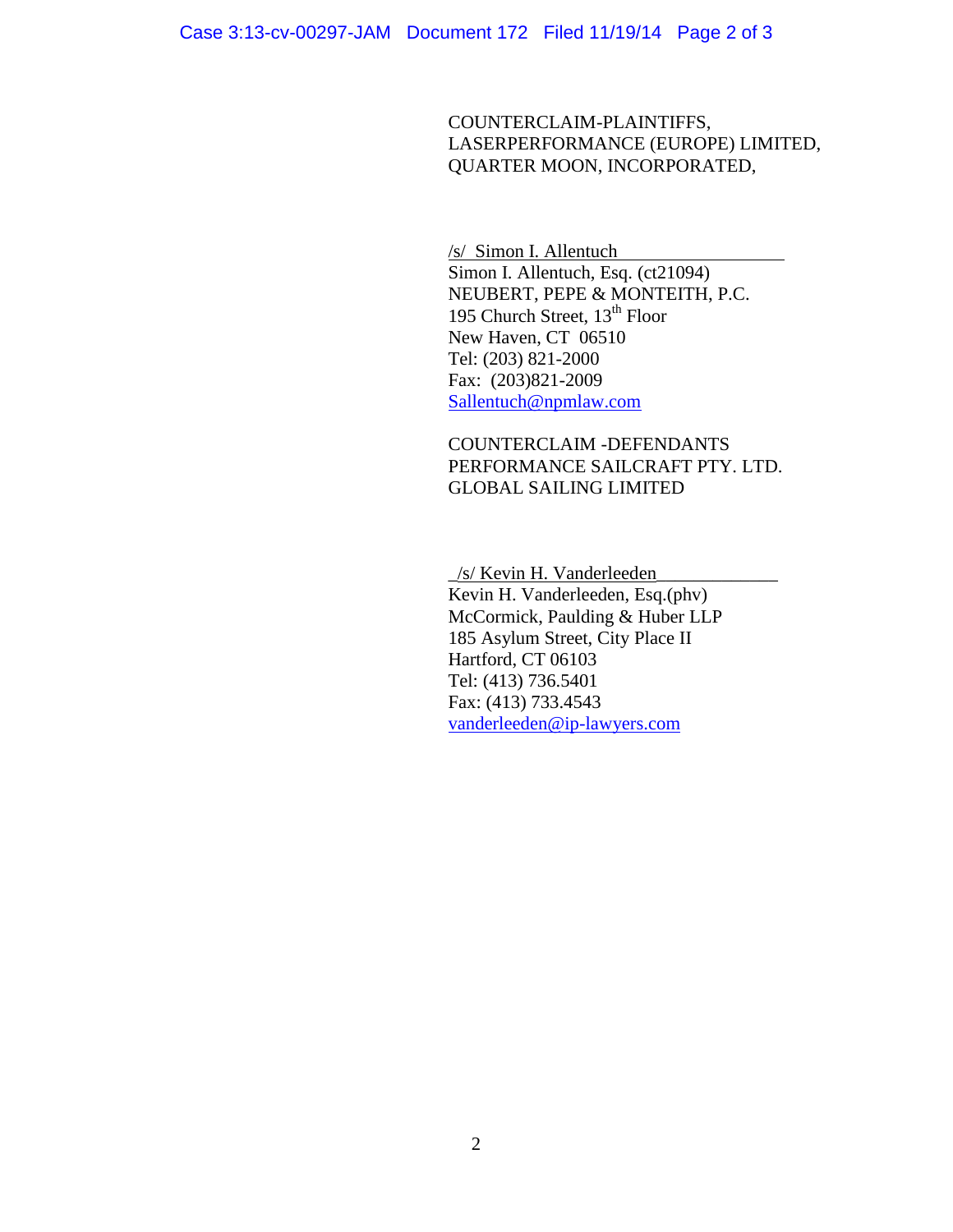COUNTERCLAIM-PLAINTIFFS,
LASERPERFORMANCE (EUROPE) LIMITED,
QUARTER MOON, INCORPORATED,

/s/ Simon I. Allentuch
Simon I. Allentuch, Esq. (ct21094)
NEUBERT, PEPE & MONTEITH, P.C.
195 Church Street, 13th Floor
New Haven, CT 06510
Tel: (203) 821-2000
Fax: (203)821-2009
Sallentuch@npmlaw.com

COUNTERCLAIM -DEFENDANTS
PERFORMANCE SAILCRAFT PTY. LTD.
GLOBAL SAILING LIMITED

/s/ Kevin H. Vanderleeden
Kevin H. Vanderleeden, Esq.(phv)
McCormick, Paulding & Huber LLP
185 Asylum Street, City Place II
Hartford, CT 06103
Tel: (413) 736.5401
Fax: (413) 733.4543
vanderleeden@ip-lawyers.com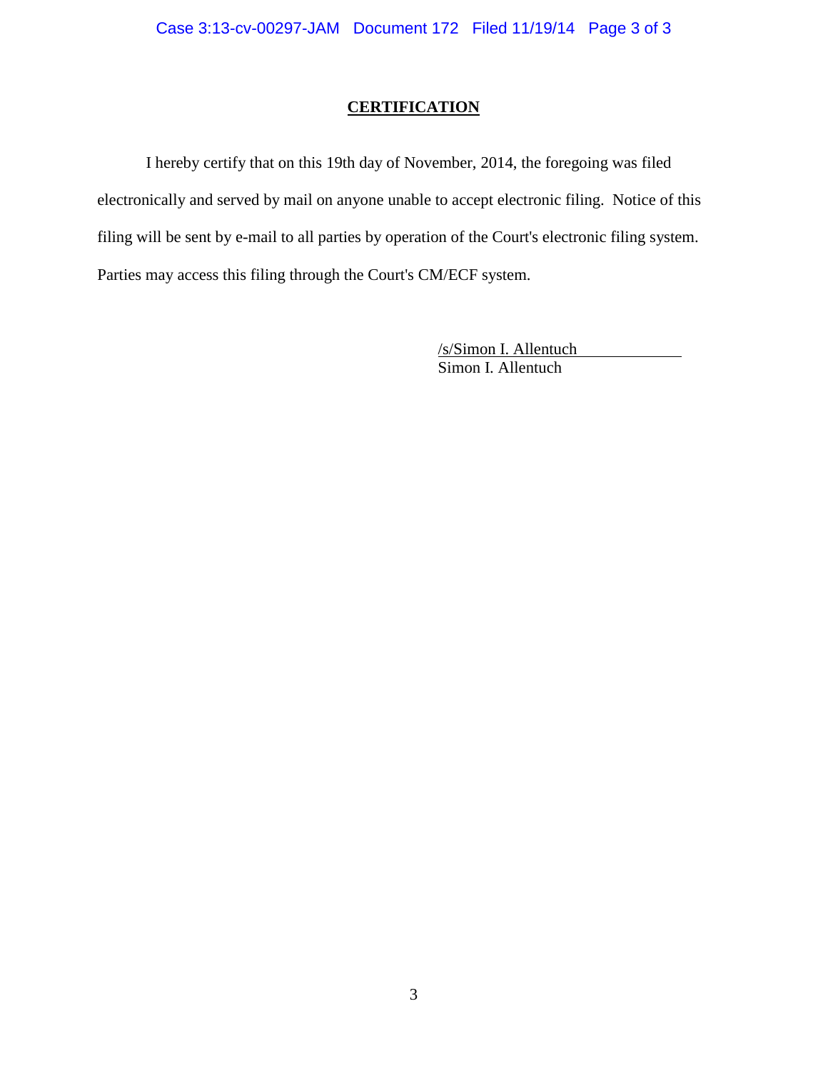## CERTIFICATION

I hereby certify that on this 19th day of November, 2014, the foregoing was filed electronically and served by mail on anyone unable to accept electronic filing. Notice of this filing will be sent by e-mail to all parties by operation of the Court's electronic filing system. Parties may access this filing through the Court's CM/ECF system.

/s/Simon I. Allentuch
Simon I. Allentuch